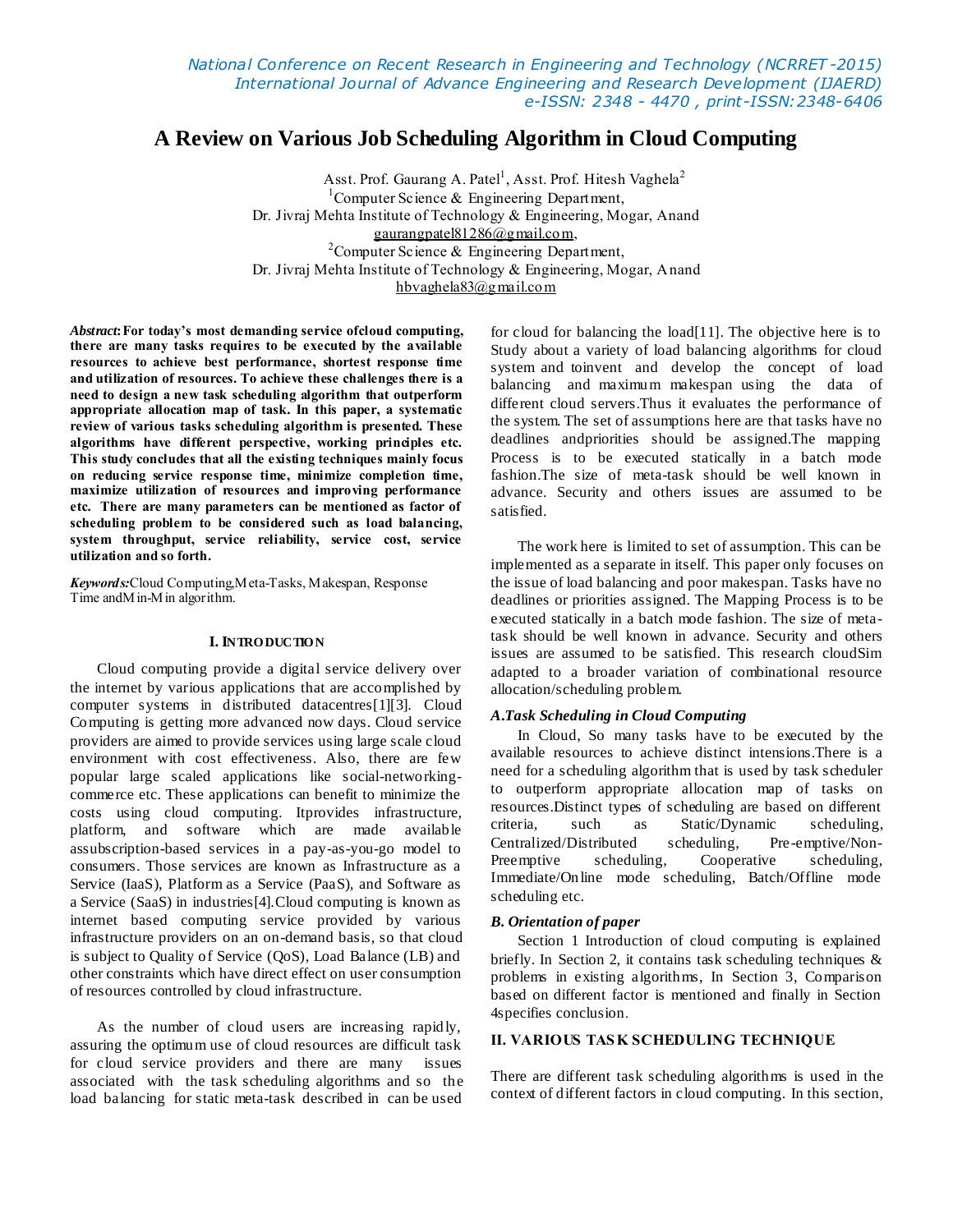# A Review on Various Job Scheduling Algorithm in Cloud Computing

Asst. Prof. Gaurang A. Patel[1], Asst. Prof. Hitesh Vaghela[2]

[1]Computer Science & Engineering Department,
Dr. Jivraj Mehta Institute of Technology & Engineering, Mogar, Anand
gaurangpatel81286@gmail.com,

[2]Computer Science & Engineering Department,
Dr. Jivraj Mehta Institute of Technology & Engineering, Mogar, Anand
hbvaghela83@gmail.com

***Abstract*:** **For today's most demanding service ofcloud computing, there are many tasks requires to be executed by the available resources to achieve best performance, shortest response time and utilization of resources. To achieve these challenges there is a need to design a new task scheduling algorithm that outperform appropriate allocation map of task. In this paper, a systematic review of various tasks scheduling algorithm is presented. These algorithms have different perspective, working principles etc. This study concludes that all the existing techniques mainly focus on reducing service response time, minimize completion time, maximize utilization of resources and improving performance etc. There are many parameters can be mentioned as factor of scheduling problem to be considered such as load balancing, system throughput, service reliability, service cost, service utilization and so forth.**

***Keywords:*** Cloud Computing,Meta-Tasks, Makespan, Response Time andMin-Min algorithm.

## I. INTRODUCTION

Cloud computing provide a digital service delivery over the internet by various applications that are accomplished by computer systems in distributed datacentres[1][3]. Cloud Computing is getting more advanced now days. Cloud service providers are aimed to provide services using large scale cloud environment with cost effectiveness. Also, there are few popular large scaled applications like social-networking-commerce etc. These applications can benefit to minimize the costs using cloud computing. Itprovides infrastructure, platform, and software which are made available assubscription-based services in a pay-as-you-go model to consumers. Those services are known as Infrastructure as a Service (IaaS), Platform as a Service (PaaS), and Software as a Service (SaaS) in industries[4].Cloud computing is known as internet based computing service provided by various infrastructure providers on an on-demand basis, so that cloud is subject to Quality of Service (QoS), Load Balance (LB) and other constraints which have direct effect on user consumption of resources controlled by cloud infrastructure.

As the number of cloud users are increasing rapidly, assuring the optimum use of cloud resources are difficult task for cloud service providers and there are many issues associated with the task scheduling algorithms and so the load balancing for static meta-task described in can be used for cloud for balancing the load[11]. The objective here is to Study about a variety of load balancing algorithms for cloud system and toinvent and develop the concept of load balancing and maximum makespan using the data of different cloud servers.Thus it evaluates the performance of the system. The set of assumptions here are that tasks have no deadlines andpriorities should be assigned.The mapping Process is to be executed statically in a batch mode fashion.The size of meta-task should be well known in advance. Security and others issues are assumed to be satisfied.

The work here is limited to set of assumption. This can be implemented as a separate in itself. This paper only focuses on the issue of load balancing and poor makespan. Tasks have no deadlines or priorities assigned. The Mapping Process is to be executed statically in a batch mode fashion. The size of meta-task should be well known in advance. Security and others issues are assumed to be satisfied. This research cloudSim adapted to a broader variation of combinational resource allocation/scheduling problem.

### *A.Task Scheduling in Cloud Computing*

In Cloud, So many tasks have to be executed by the available resources to achieve distinct intensions.There is a need for a scheduling algorithm that is used by task scheduler to outperform appropriate allocation map of tasks on resources.Distinct types of scheduling are based on different criteria, such as Static/Dynamic scheduling, Centralized/Distributed scheduling, Pre-emptive/Non-Preemptive scheduling, Cooperative scheduling, Immediate/Online mode scheduling, Batch/Offline mode scheduling etc.

### *B. Orientation of paper*

Section 1 Introduction of cloud computing is explained briefly. In Section 2, it contains task scheduling techniques & problems in existing algorithms, In Section 3, Comparison based on different factor is mentioned and finally in Section 4specifies conclusion.

## II. VARIOUS TASK SCHEDULING TECHNIQUE

There are different task scheduling algorithms is used in the context of different factors in cloud computing. In this section,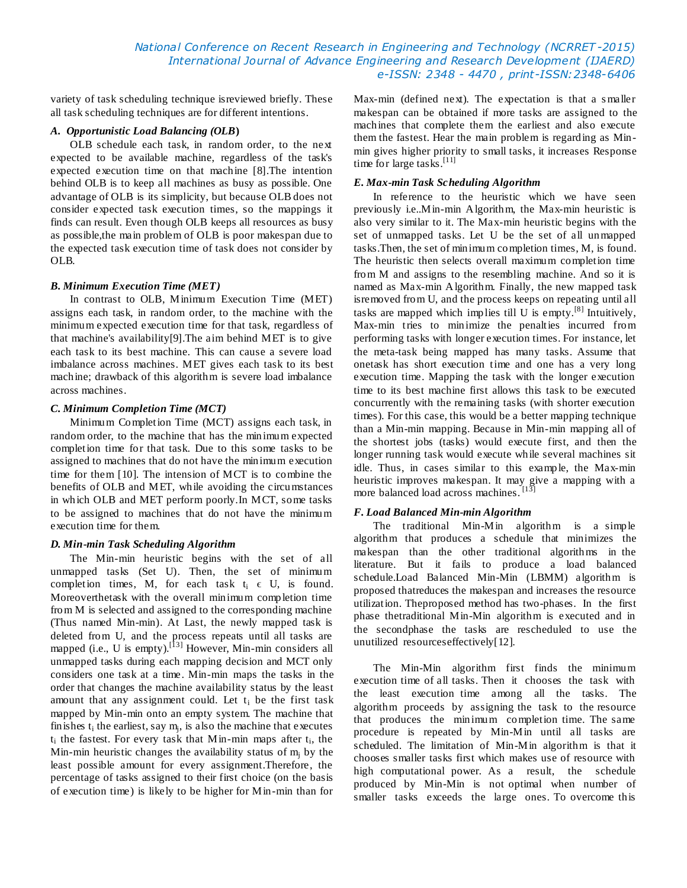variety of task scheduling technique isreviewed briefly. These all task scheduling techniques are for different intentions.

### *A. Opportunistic Load Balancing (OLB)*

OLB schedule each task, in random order, to the next expected to be available machine, regardless of the task's expected execution time on that machine [8].The intention behind OLB is to keep all machines as busy as possible. One advantage of OLB is its simplicity, but because OLB does not consider expected task execution times, so the mappings it finds can result. Even though OLB keeps all resources as busy as possible,the main problem of OLB is poor makespan due to the expected task execution time of task does not consider by OLB.

### *B. Minimum Execution Time (MET)*

In contrast to OLB, Minimum Execution Time (MET) assigns each task, in random order, to the machine with the minimum expected execution time for that task, regardless of that machine's availability[9].The aim behind MET is to give each task to its best machine. This can cause a severe load imbalance across machines. MET gives each task to its best machine; drawback of this algorithm is severe load imbalance across machines.

### *C. Minimum Completion Time (MCT)*

Minimum Completion Time (MCT) assigns each task, in random order, to the machine that has the minimum expected completion time for that task. Due to this some tasks to be assigned to machines that do not have the minimum execution time for them [10]. The intension of MCT is to combine the benefits of OLB and MET, while avoiding the circumstances in which OLB and MET perform poorly.In MCT, some tasks to be assigned to machines that do not have the minimum execution time for them.

### *D. Min-min Task Scheduling Algorithm*

The Min-min heuristic begins with the set of all unmapped tasks (Set U). Then, the set of minimum completion times, M, for each task $t_i \in U$, is found. Moreoverthetask with the overall minimum completion time from M is selected and assigned to the corresponding machine (Thus named Min-min). At Last, the newly mapped task is deleted from U, and the process repeats until all tasks are mapped (i.e., U is empty).[13] However, Min-min considers all unmapped tasks during each mapping decision and MCT only considers one task at a time. Min-min maps the tasks in the order that changes the machine availability status by the least amount that any assignment could. Let $t_i$ be the first task mapped by Min-min onto an empty system. The machine that finishes $t_i$ the earliest, say $m_j$, is also the machine that executes $t_i$ the fastest. For every task that Min-min maps after $t_i$, the Min-min heuristic changes the availability status of $m_j$ by the least possible amount for every assignment.Therefore, the percentage of tasks assigned to their first choice (on the basis of execution time) is likely to be higher for Min-min than for Max-min (defined next). The expectation is that a smaller makespan can be obtained if more tasks are assigned to the machines that complete them the earliest and also execute them the fastest. Hear the main problem is regarding as Min-min gives higher priority to small tasks, it increases Response time for large tasks.[11]

### *E. Max-min Task Scheduling Algorithm*

In reference to the heuristic which we have seen previously i.e..Min-min Algorithm, the Max-min heuristic is also very similar to it. The Max-min heuristic begins with the set of unmapped tasks. Let U be the set of all unmapped tasks.Then, the set of minimum completion times, M, is found. The heuristic then selects overall maximum completion time from M and assigns to the resembling machine. And so it is named as Max-min Algorithm. Finally, the new mapped task isremoved from U, and the process keeps on repeating until all tasks are mapped which implies till U is empty.[8] Intuitively, Max-min tries to minimize the penalties incurred from performing tasks with longer execution times. For instance, let the meta-task being mapped has many tasks. Assume that onetask has short execution time and one has a very long execution time. Mapping the task with the longer execution time to its best machine first allows this task to be executed concurrently with the remaining tasks (with shorter execution times). For this case, this would be a better mapping technique than a Min-min mapping. Because in Min-min mapping all of the shortest jobs (tasks) would execute first, and then the longer running task would execute while several machines sit idle. Thus, in cases similar to this example, the Max-min heuristic improves makespan. It may give a mapping with a more balanced load across machines. [13]

### *F. Load Balanced Min-min Algorithm*

The traditional Min-Min algorithm is a simple algorithm that produces a schedule that minimizes the makespan than the other traditional algorithms in the literature. But it fails to produce a load balanced schedule.Load Balanced Min-Min (LBMM) algorithm is proposed thatreduces the makespan and increases the resource utilization. Theproposed method has two-phases. In the first phase thetraditional Min-Min algorithm is executed and in the secondphase the tasks are rescheduled to use the unutilized resourceseffectively[12].

The Min-Min algorithm first finds the minimum execution time of all tasks. Then it chooses the task with the least execution time among all the tasks. The algorithm proceeds by assigning the task to the resource that produces the minimum completion time. The same procedure is repeated by Min-Min until all tasks are scheduled. The limitation of Min-Min algorithm is that it chooses smaller tasks first which makes use of resource with high computational power. As a result, the schedule produced by Min-Min is not optimal when number of smaller tasks exceeds the large ones. To overcome this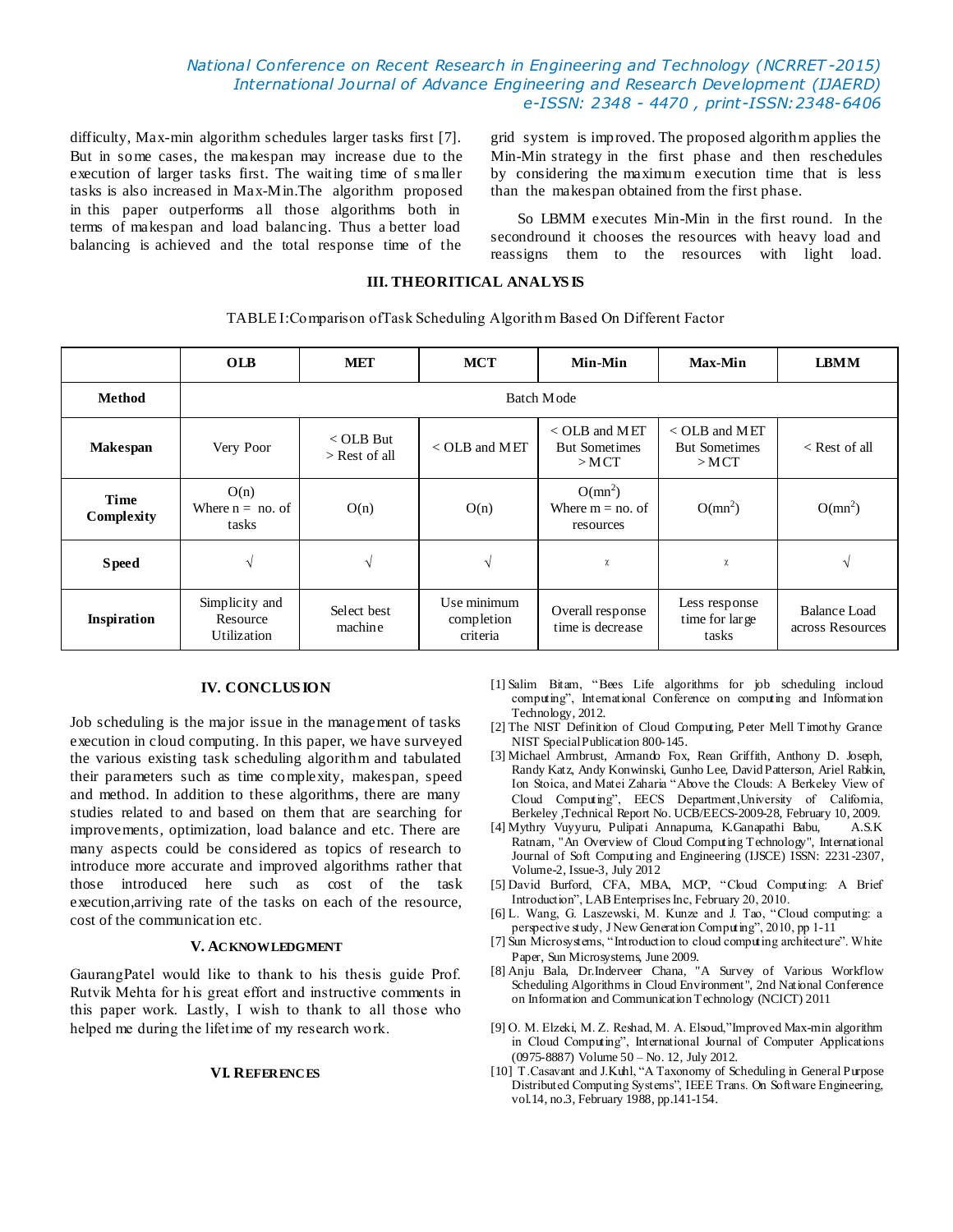difficulty, Max-min algorithm schedules larger tasks first [7]. But in some cases, the makespan may increase due to the execution of larger tasks first. The waiting time of smaller tasks is also increased in Max-Min.The algorithm proposed in this paper outperforms all those algorithms both in terms of makespan and load balancing. Thus a better load balancing is achieved and the total response time of the grid system is improved. The proposed algorithm applies the Min-Min strategy in the first phase and then reschedules by considering the maximum execution time that is less than the makespan obtained from the first phase.

So LBMM executes Min-Min in the first round. In the secondround it chooses the resources with heavy load and reassigns them to the resources with light load.

## III. THEORITICAL ANALYSIS

TABLE I:Comparison ofTask Scheduling Algorithm Based On Different Factor

| | OLB | MET | MCT | Min-Min | Max-Min | LBMM |
|---|---|---|---|---|---|---|
| **Method** | Batch Mode | | | | | |
| **Makespan** | Very Poor | < OLB But > Rest of all | < OLB and MET | < OLB and MET But Sometimes > MCT | < OLB and MET But Sometimes > MCT | < Rest of all |
| **Time Complexity** | O(n) Where n = no. of tasks | O(n) | O(n) | O(mn$^2$) Where m = no. of resources | O(mn$^2$) | O(mn$^2$) |
| **Speed** | √ | √ | √ | χ | χ | √ |
| **Inspiration** | Simplicity and Resource Utilization | Select best machine | Use minimum completion criteria | Overall response time is decrease | Less response time for large tasks | Balance Load across Resources |

## IV. CONCLUSION

Job scheduling is the major issue in the management of tasks execution in cloud computing. In this paper, we have surveyed the various existing task scheduling algorithm and tabulated their parameters such as time complexity, makespan, speed and method. In addition to these algorithms, there are many studies related to and based on them that are searching for improvements, optimization, load balance and etc. There are many aspects could be considered as topics of research to introduce more accurate and improved algorithms rather that those introduced here such as cost of the task execution,arriving rate of the tasks on each of the resource, cost of the communication etc.

## V. ACKNOWLEDGMENT

GaurangPatel would like to thank to his thesis guide Prof. Rutvik Mehta for his great effort and instructive comments in this paper work. Lastly, I wish to thank to all those who helped me during the lifetime of my research work.

## VI. REFERENCES

[1] Salim Bitam, "Bees Life algorithms for job scheduling incloud computing", International Conference on computing and Information Technology, 2012.

[2] The NIST Definition of Cloud Computing, Peter Mell Timothy Grance NIST Special Publication 800-145.

[3] Michael Armbrust, Armando Fox, Rean Griffith, Anthony D. Joseph, Randy Katz, Andy Konwinski, Gunho Lee, David Patterson, Ariel Rabkin, Ion Stoica, and Matei Zaharia "Above the Clouds: A Berkeley View of Cloud Computing", EECS Department,University of California, Berkeley ,Technical Report No. UCB/EECS-2009-28, February 10, 2009.

[4] Mythry Vuyyuru, Pulipati Annapurna, K.Ganapathi Babu, A.S.K Ratnam, "An Overview of Cloud Computing Technology", International Journal of Soft Computing and Engineering (IJSCE) ISSN: 2231-2307, Volume-2, Issue-3, July 2012

[5] David Burford, CFA, MBA, MCP, "Cloud Computing: A Brief Introduction", LAB Enterprises Inc, February 20, 2010.

[6] L. Wang, G. Laszewski, M. Kunze and J. Tao, "Cloud computing: a perspective study, J New Generation Computing", 2010, pp 1-11

[7] Sun Microsystems, "Introduction to cloud computing architecture". White Paper, Sun Microsystems, June 2009.

[8] Anju Bala, Dr.Inderveer Chana, "A Survey of Various Workflow Scheduling Algorithms in Cloud Environment", 2nd National Conference on Information and Communication Technology (NCICT) 2011

[9] O. M. Elzeki, M. Z. Reshad, M. A. Elsoud,"Improved Max-min algorithm in Cloud Computing", International Journal of Computer Applications (0975-8887) Volume 50 – No. 12, July 2012.

[10] T.Casavant and J.Kuhl, "A Taxonomy of Scheduling in General Purpose Distributed Computing Systems", IEEE Trans. On Software Engineering, vol.14, no.3, February 1988, pp.141-154.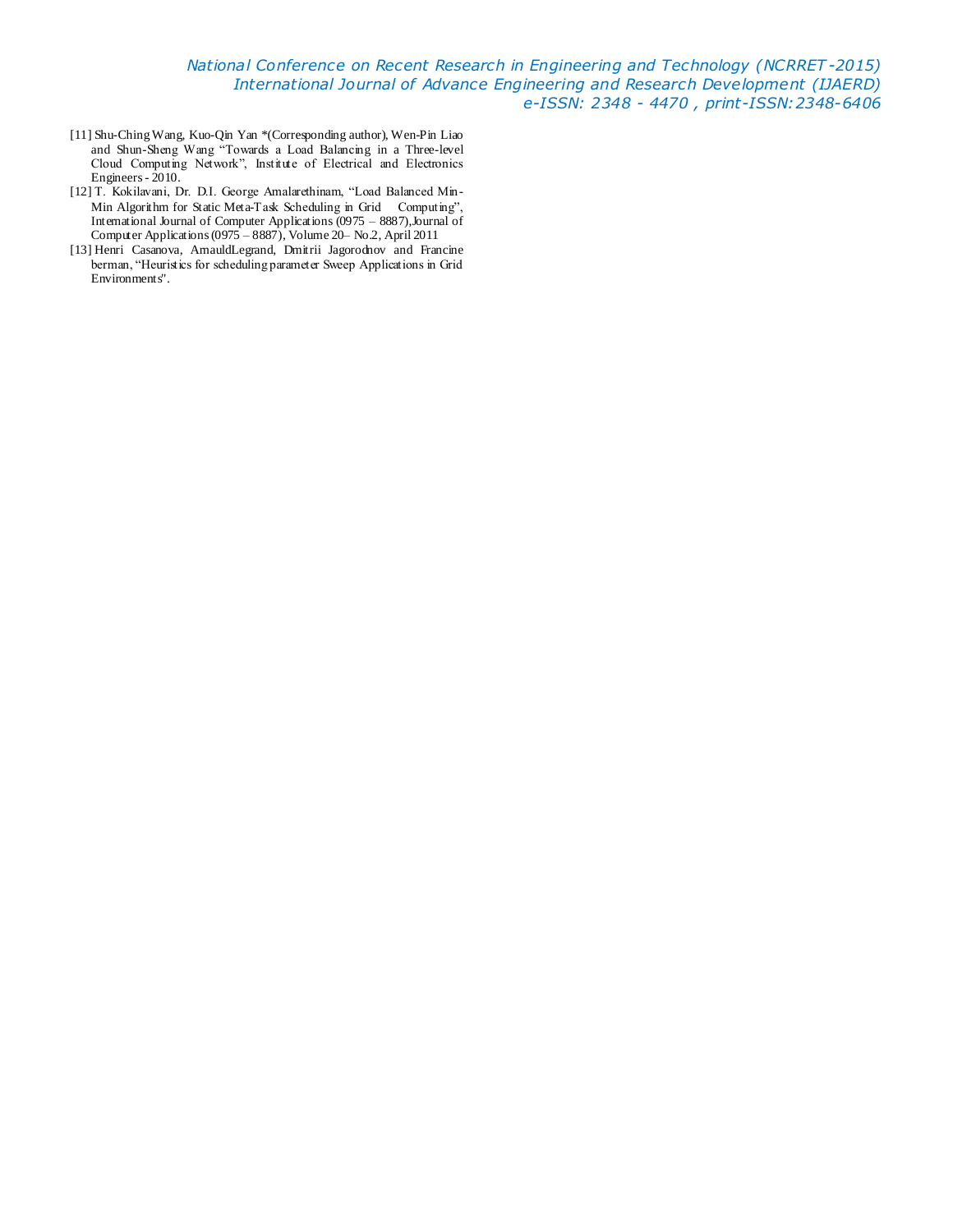[11] Shu-Ching Wang, Kuo-Qin Yan *(Corresponding author), Wen-Pin Liao and Shun-Sheng Wang "Towards a Load Balancing in a Three-level Cloud Computing Network", Institute of Electrical and Electronics Engineers - 2010.

[12] T. Kokilavani, Dr. D.I. George Amalarethinam, "Load Balanced Min-Min Algorithm for Static Meta-Task Scheduling in Grid Computing", International Journal of Computer Applications (0975 – 8887),Journal of Computer Applications (0975 – 8887), Volume 20– No.2, April 2011

[13] Henri Casanova, ArnauldLegrand, Dmitrii Jagorodnov and Francine berman, "Heuristics for scheduling parameter Sweep Applications in Grid Environments".